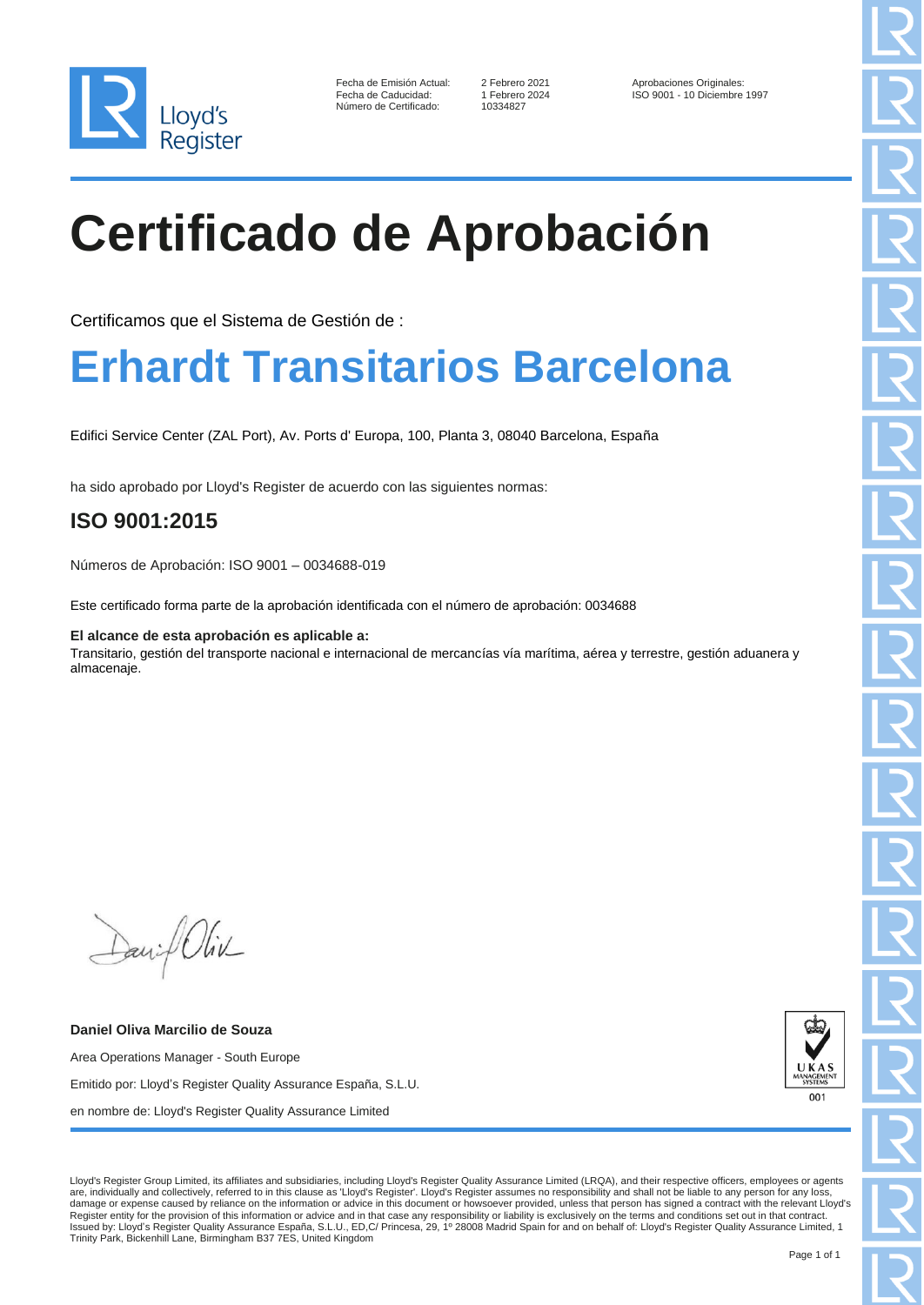Lloyd's Register

| | | |
|---|---|---|
| Fecha de Emisión Actual: | 2 Febrero 2021 | Aprobaciones Originales: |
| Fecha de Caducidad: | 1 Febrero 2024 | ISO 9001 - 10 Diciembre 1997 |
| Número de Certificado: | 10334827 | |

# Certificado de Aprobación

Certificamos que el Sistema de Gestión de :

## Erhardt Transitarios Barcelona

Edifici Service Center (ZAL Port), Av. Ports d' Europa, 100, Planta 3, 08040 Barcelona, España

ha sido aprobado por Lloyd's Register de acuerdo con las siguientes normas:

### ISO 9001:2015

Números de Aprobación: ISO 9001 – 0034688-019

Este certificado forma parte de la aprobación identificada con el número de aprobación: 0034688

**El alcance de esta aprobación es aplicable a:**
Transitario, gestión del transporte nacional e internacional de mercancías vía marítima, aérea y terrestre, gestión aduanera y almacenaje.

**Daniel Oliva Marcilio de Souza**

Area Operations Manager - South Europe

Emitido por: Lloyd's Register Quality Assurance España, S.L.U.

en nombre de: Lloyd's Register Quality Assurance Limited

UKAS MANAGEMENT SYSTEMS 001

Lloyd's Register Group Limited, its affiliates and subsidiaries, including Lloyd's Register Quality Assurance Limited (LRQA), and their respective officers, employees or agents are, individually and collectively, referred to in this clause as 'Lloyd's Register'. Lloyd's Register assumes no responsibility and shall not be liable to any person for any loss, damage or expense caused by reliance on the information or advice in this document or howsoever provided, unless that person has signed a contract with the relevant Lloyd's Register entity for the provision of this information or advice and in that case any responsibility or liability is exclusively on the terms and conditions set out in that contract.
Issued by: Lloyd's Register Quality Assurance España, S.L.U., ED,C/ Princesa, 29, 1º 28008 Madrid Spain for and on behalf of: Lloyd's Register Quality Assurance Limited, 1 Trinity Park, Bickenhill Lane, Birmingham B37 7ES, United Kingdom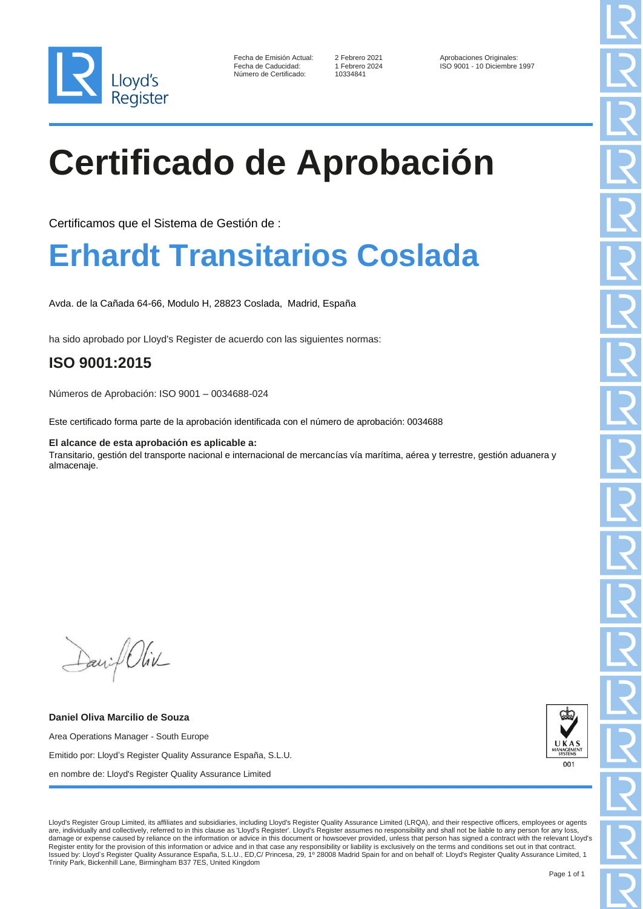Lloyd's Register

| | | |
|---|---|---|
| Fecha de Emisión Actual: | 2 Febrero 2021 | Aprobaciones Originales: |
| Fecha de Caducidad: | 1 Febrero 2024 | ISO 9001 - 10 Diciembre 1997 |
| Número de Certificado: | 10334841 | |

# Certificado de Aprobación

Certificamos que el Sistema de Gestión de :

## Erhardt Transitarios Coslada

Avda. de la Cañada 64-66, Modulo H, 28823 Coslada, Madrid, España

ha sido aprobado por Lloyd's Register de acuerdo con las siguientes normas:

### ISO 9001:2015

Números de Aprobación: ISO 9001 – 0034688-024

Este certificado forma parte de la aprobación identificada con el número de aprobación: 0034688

**El alcance de esta aprobación es aplicable a:**
Transitario, gestión del transporte nacional e internacional de mercancías vía marítima, aérea y terrestre, gestión aduanera y almacenaje.

**Daniel Oliva Marcilio de Souza**

Area Operations Manager - South Europe

Emitido por: Lloyd's Register Quality Assurance España, S.L.U.

en nombre de: Lloyd's Register Quality Assurance Limited

UKAS MANAGEMENT SYSTEMS 001

Lloyd's Register Group Limited, its affiliates and subsidiaries, including Lloyd's Register Quality Assurance Limited (LRQA), and their respective officers, employees or agents are, individually and collectively, referred to in this clause as 'Lloyd's Register'. Lloyd's Register assumes no responsibility and shall not be liable to any person for any loss, damage or expense caused by reliance on the information or advice in this document or howsoever provided, unless that person has signed a contract with the relevant Lloyd's Register entity for the provision of this information or advice and in that case any responsibility or liability is exclusively on the terms and conditions set out in that contract.
Issued by: Lloyd's Register Quality Assurance España, S.L.U., ED,C/ Princesa, 29, 1º 28008 Madrid Spain for and on behalf of: Lloyd's Register Quality Assurance Limited, 1 Trinity Park, Bickenhill Lane, Birmingham B37 7ES, United Kingdom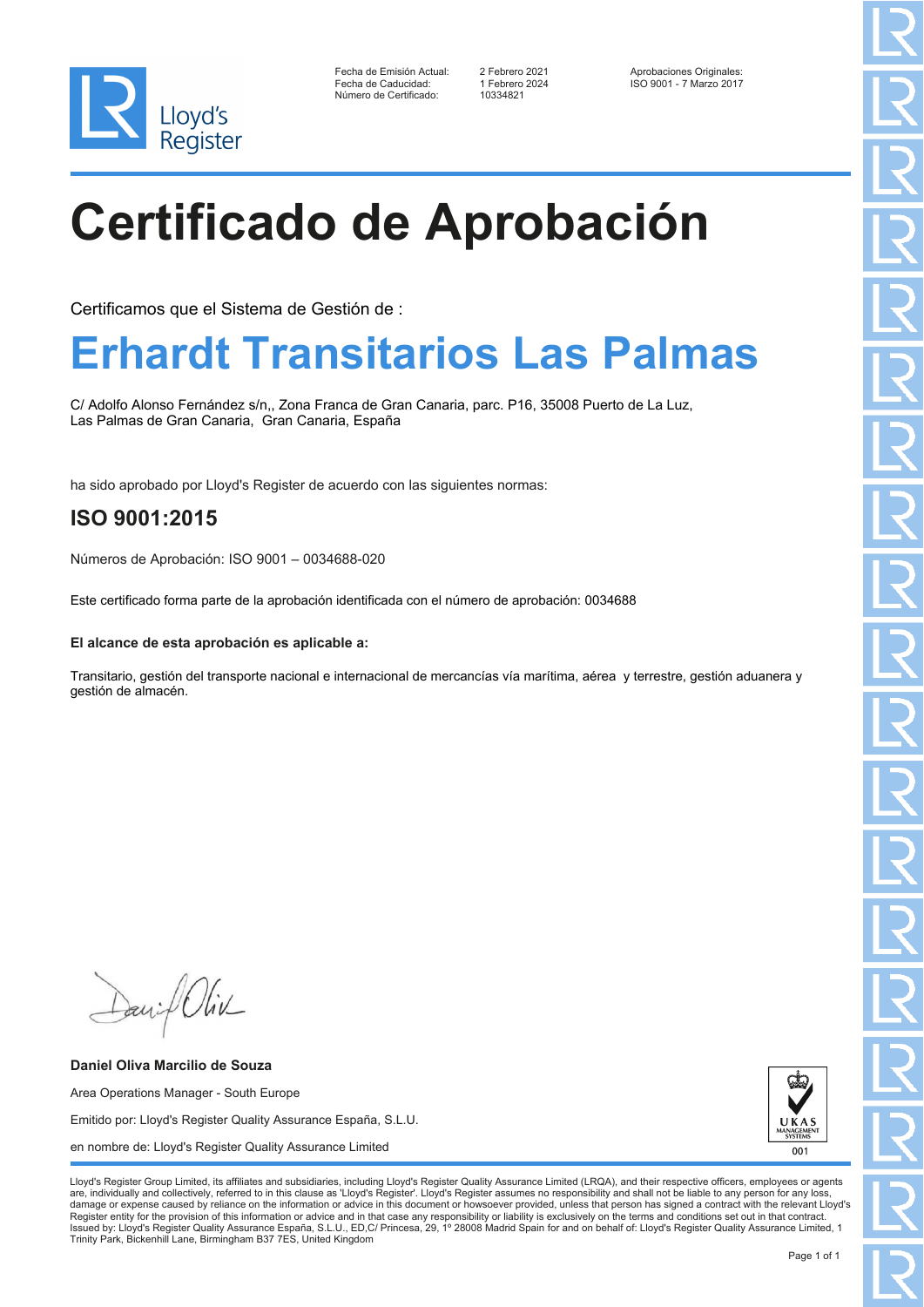Lloyd's Register

Fecha de Emisión Actual: 2 Febrero 2021
Fecha de Caducidad: 1 Febrero 2024
Número de Certificado: 10334821

Aprobaciones Originales:
ISO 9001 - 7 Marzo 2017

# Certificado de Aprobación

Certificamos que el Sistema de Gestión de :

## Erhardt Transitarios Las Palmas

C/ Adolfo Alonso Fernández s/n,, Zona Franca de Gran Canaria, parc. P16, 35008 Puerto de La Luz,
Las Palmas de Gran Canaria, Gran Canaria, España

ha sido aprobado por Lloyd's Register de acuerdo con las siguientes normas:

### ISO 9001:2015

Números de Aprobación: ISO 9001 – 0034688-020

Este certificado forma parte de la aprobación identificada con el número de aprobación: 0034688

**El alcance de esta aprobación es aplicable a:**

Transitario, gestión del transporte nacional e internacional de mercancías vía marítima, aérea y terrestre, gestión aduanera y gestión de almacén.

**Daniel Oliva Marcilio de Souza**

Area Operations Manager - South Europe

Emitido por: Lloyd's Register Quality Assurance España, S.L.U.

en nombre de: Lloyd's Register Quality Assurance Limited

UKAS MANAGEMENT SYSTEMS 001

Lloyd's Register Group Limited, its affiliates and subsidiaries, including Lloyd's Register Quality Assurance Limited (LRQA), and their respective officers, employees or agents are, individually and collectively, referred to in this clause as 'Lloyd's Register'. Lloyd's Register assumes no responsibility and shall not be liable to any person for any loss, damage or expense caused by reliance on the information or advice in this document or howsoever provided, unless that person has signed a contract with the relevant Lloyd's Register entity for the provision of this information or advice and in that case any responsibility or liability is exclusively on the terms and conditions set out in that contract.
Issued by: Lloyd's Register Quality Assurance España, S.L.U., ED,C/ Princesa, 29, 1º 28008 Madrid Spain for and on behalf of: Lloyd's Register Quality Assurance Limited, 1 Trinity Park, Bickenhill Lane, Birmingham B37 7ES, United Kingdom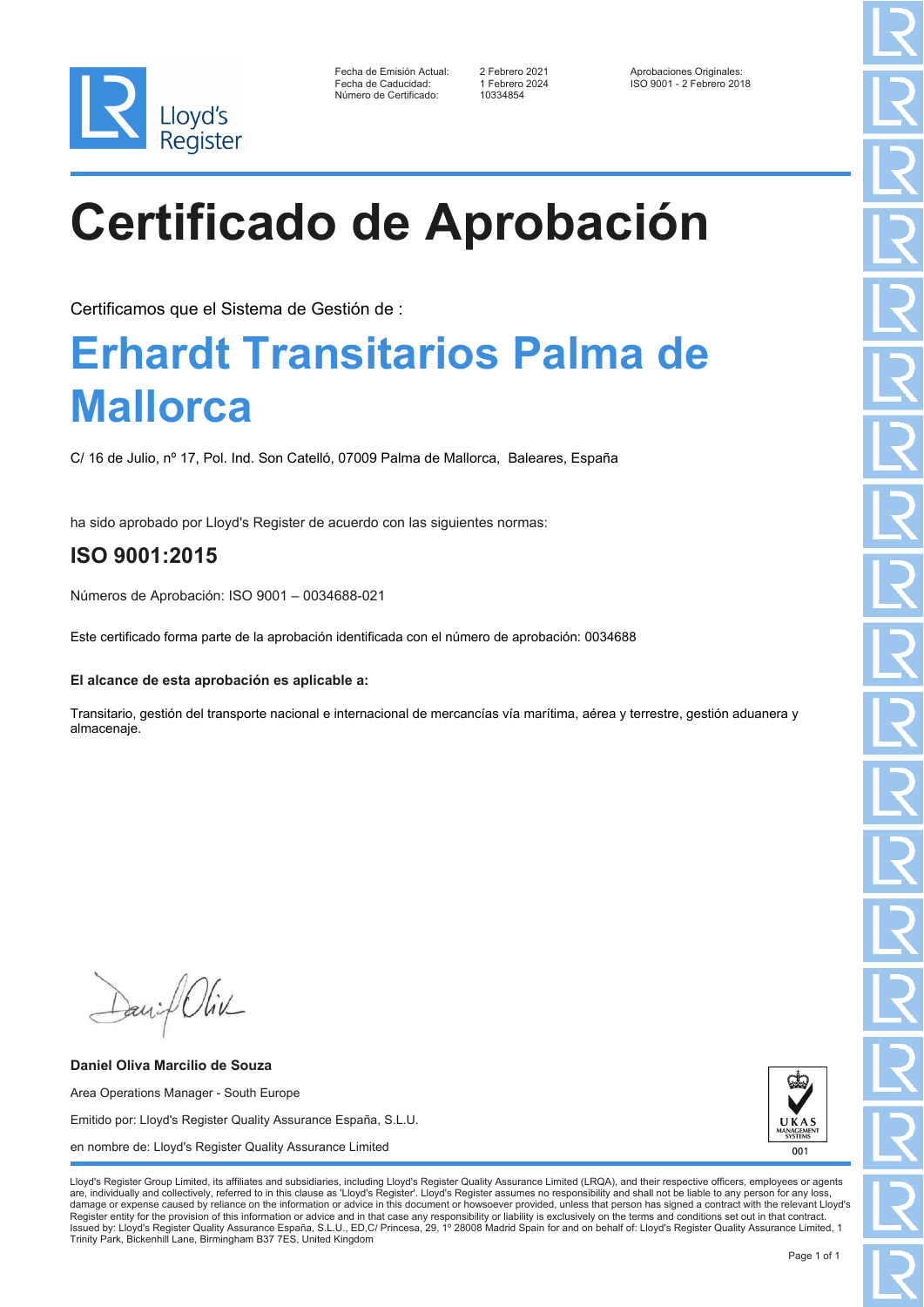Lloyd's Register

| | | |
|---|---|---|
| Fecha de Emisión Actual: | 2 Febrero 2021 | Aprobaciones Originales: |
| Fecha de Caducidad: | 1 Febrero 2024 | ISO 9001 - 2 Febrero 2018 |
| Número de Certificado: | 10334854 | |

# Certificado de Aprobación

Certificamos que el Sistema de Gestión de :

## Erhardt Transitarios Palma de Mallorca

C/ 16 de Julio, nº 17, Pol. Ind. Son Catelló, 07009 Palma de Mallorca, Baleares, España

ha sido aprobado por Lloyd's Register de acuerdo con las siguientes normas:

## ISO 9001:2015

Números de Aprobación: ISO 9001 – 0034688-021

Este certificado forma parte de la aprobación identificada con el número de aprobación: 0034688

**El alcance de esta aprobación es aplicable a:**

Transitario, gestión del transporte nacional e internacional de mercancías vía marítima, aérea y terrestre, gestión aduanera y almacenaje.

**Daniel Oliva Marcilio de Souza**

Area Operations Manager - South Europe

Emitido por: Lloyd's Register Quality Assurance España, S.L.U.

en nombre de: Lloyd's Register Quality Assurance Limited

UKAS MANAGEMENT SYSTEMS 001

Lloyd's Register Group Limited, its affiliates and subsidiaries, including Lloyd's Register Quality Assurance Limited (LRQA), and their respective officers, employees or agents are, individually and collectively, referred to in this clause as 'Lloyd's Register'. Lloyd's Register assumes no responsibility and shall not be liable to any person for any loss, damage or expense caused by reliance on the information or advice in this document or howsoever provided, unless that person has signed a contract with the relevant Lloyd's Register entity for the provision of this information or advice and in that case any responsibility or liability is exclusively on the terms and conditions set out in that contract.
Issued by: Lloyd's Register Quality Assurance España, S.L.U., ED,C/ Princesa, 29, 1º 28008 Madrid Spain for and on behalf of: Lloyd's Register Quality Assurance Limited, 1 Trinity Park, Bickenhill Lane, Birmingham B37 7ES, United Kingdom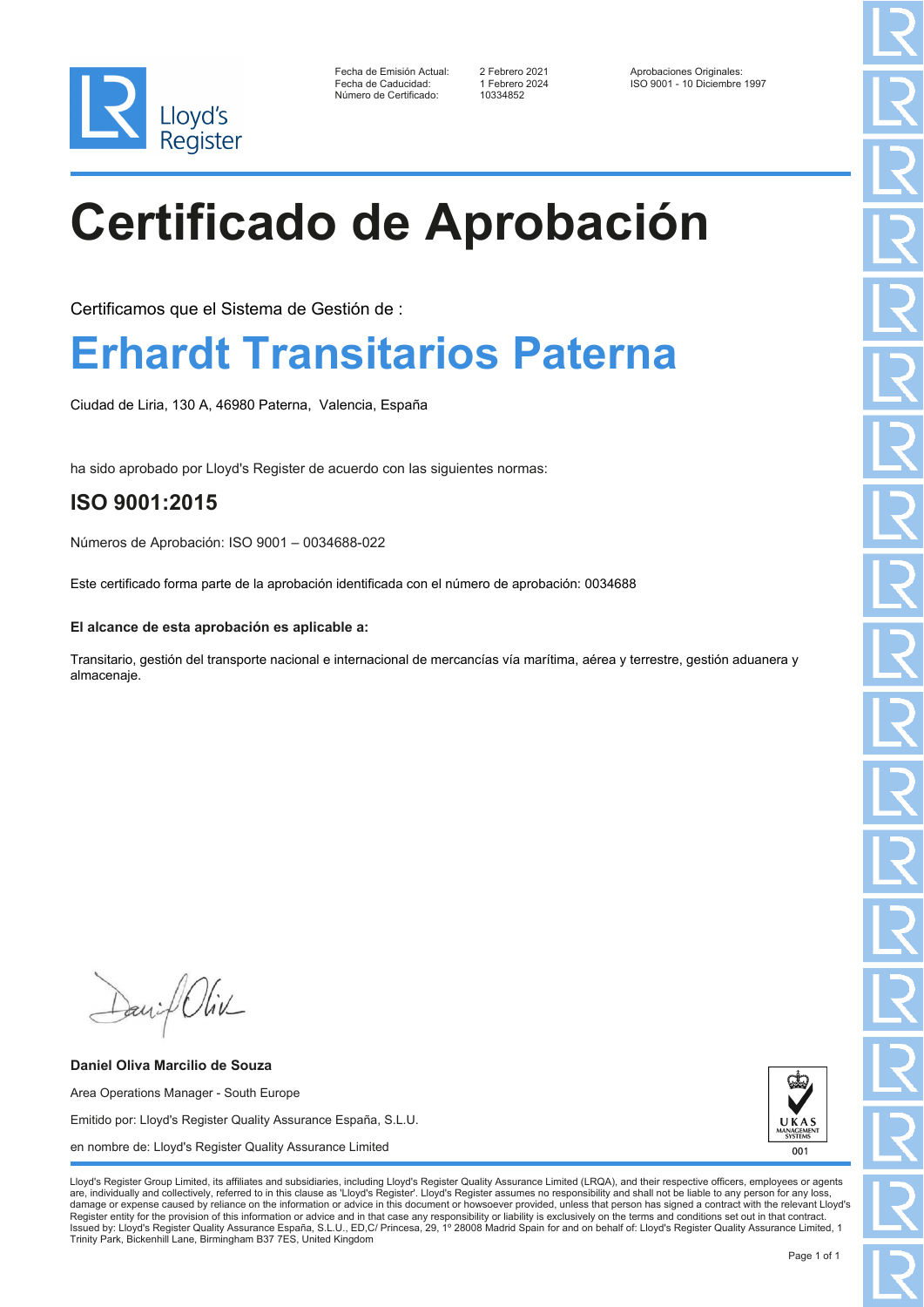Lloyd's Register

| | | |
|---|---|---|
| Fecha de Emisión Actual: | 2 Febrero 2021 | Aprobaciones Originales: |
| Fecha de Caducidad: | 1 Febrero 2024 | ISO 9001 - 10 Diciembre 1997 |
| Número de Certificado: | 10334852 | |

# Certificado de Aprobación

Certificamos que el Sistema de Gestión de :

## Erhardt Transitarios Paterna

Ciudad de Liria, 130 A, 46980 Paterna, Valencia, España

ha sido aprobado por Lloyd's Register de acuerdo con las siguientes normas:

## ISO 9001:2015

Números de Aprobación: ISO 9001 – 0034688-022

Este certificado forma parte de la aprobación identificada con el número de aprobación: 0034688

**El alcance de esta aprobación es aplicable a:**

Transitario, gestión del transporte nacional e internacional de mercancías vía marítima, aérea y terrestre, gestión aduanera y almacenaje.

**Daniel Oliva Marcilio de Souza**

Area Operations Manager - South Europe

Emitido por: Lloyd's Register Quality Assurance España, S.L.U.

en nombre de: Lloyd's Register Quality Assurance Limited

UKAS MANAGEMENT SYSTEMS 001

Lloyd's Register Group Limited, its affiliates and subsidiaries, including Lloyd's Register Quality Assurance Limited (LRQA), and their respective officers, employees or agents are, individually and collectively, referred to in this clause as 'Lloyd's Register'. Lloyd's Register assumes no responsibility and shall not be liable to any person for any loss, damage or expense caused by reliance on the information or advice in this document or howsoever provided, unless that person has signed a contract with the relevant Lloyd's Register entity for the provision of this information or advice and in that case any responsibility or liability is exclusively on the terms and conditions set out in that contract. Issued by: Lloyd's Register Quality Assurance España, S.L.U., ED,C/ Princesa, 29, 1º 28008 Madrid Spain for and on behalf of: Lloyd's Register Quality Assurance Limited, 1 Trinity Park, Bickenhill Lane, Birmingham B37 7ES, United Kingdom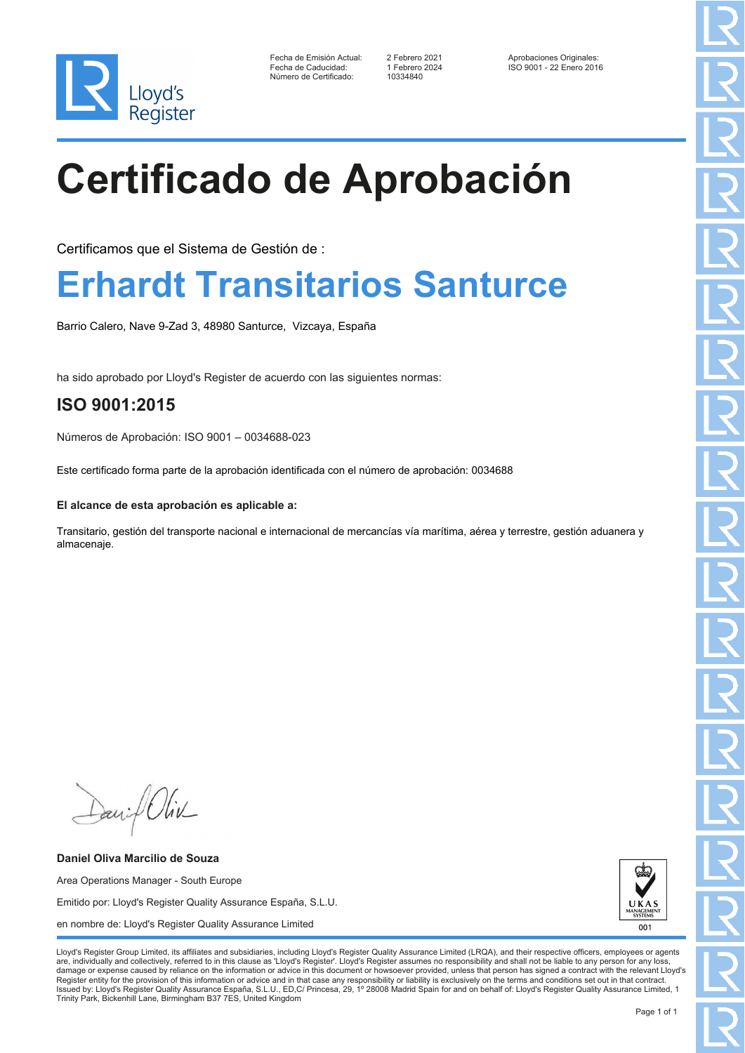Lloyd's Register

| | | |
|---|---|---|
| Fecha de Emisión Actual: | 2 Febrero 2021 | Aprobaciones Originales: |
| Fecha de Caducidad: | 1 Febrero 2024 | ISO 9001 - 22 Enero 2016 |
| Número de Certificado: | 10334840 | |

# Certificado de Aprobación

Certificamos que el Sistema de Gestión de :

## Erhardt Transitarios Santurce

Barrio Calero, Nave 9-Zad 3, 48980 Santurce, Vizcaya, España

ha sido aprobado por Lloyd's Register de acuerdo con las siguientes normas:

## ISO 9001:2015

Números de Aprobación: ISO 9001 – 0034688-023

Este certificado forma parte de la aprobación identificada con el número de aprobación: 0034688

**El alcance de esta aprobación es aplicable a:**

Transitario, gestión del transporte nacional e internacional de mercancías vía marítima, aérea y terrestre, gestión aduanera y almacenaje.

**Daniel Oliva Marcilio de Souza**

Area Operations Manager - South Europe

Emitido por: Lloyd's Register Quality Assurance España, S.L.U.

en nombre de: Lloyd's Register Quality Assurance Limited

UKAS MANAGEMENT SYSTEMS 001

Lloyd's Register Group Limited, its affiliates and subsidiaries, including Lloyd's Register Quality Assurance Limited (LRQA), and their respective officers, employees or agents are, individually and collectively, referred to in this clause as 'Lloyd's Register'. Lloyd's Register assumes no responsibility and shall not be liable to any person for any loss, damage or expense caused by reliance on the information or advice in this document or howsoever provided, unless that person has signed a contract with the relevant Lloyd's Register entity for the provision of this information or advice and in that case any responsibility or liability is exclusively on the terms and conditions set out in that contract.
Issued by: Lloyd's Register Quality Assurance España, S.L.U., ED,C/ Princesa, 29, 1º 28008 Madrid Spain for and on behalf of: Lloyd's Register Quality Assurance Limited, 1 Trinity Park, Bickenhill Lane, Birmingham B37 7ES, United Kingdom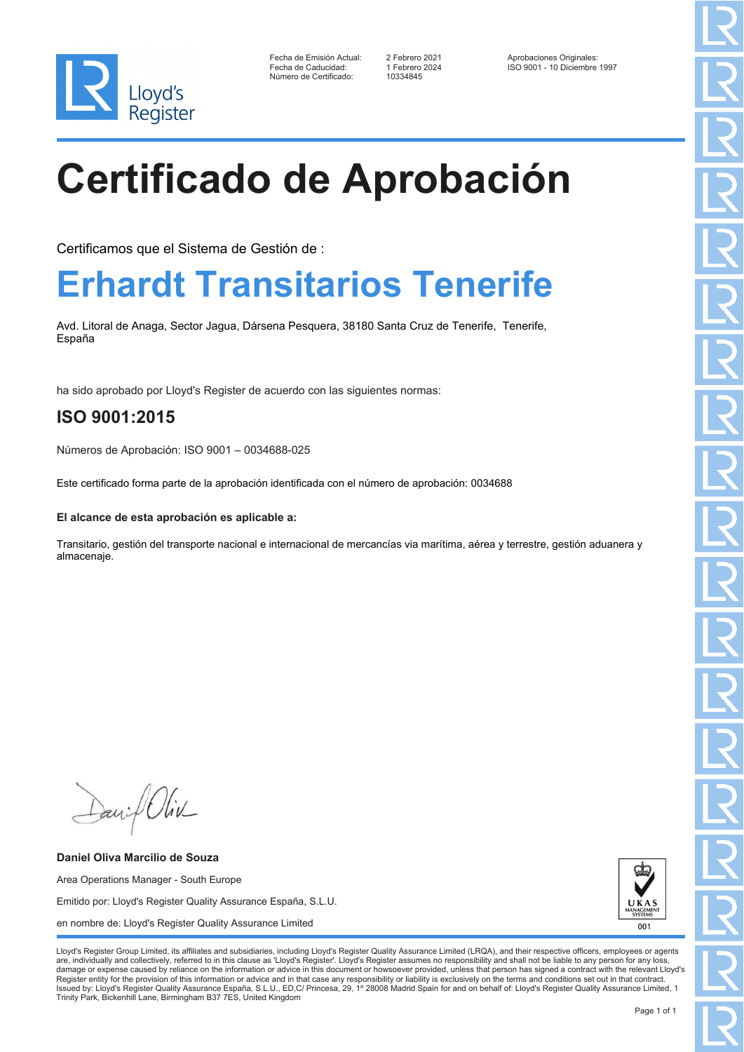Lloyd's Register

| | | | |
|---|---|---|---|
| Fecha de Emisión Actual: | 2 Febrero 2021 | Aprobaciones Originales: | |
| Fecha de Caducidad: | 1 Febrero 2024 | ISO 9001 - 10 Diciembre 1997 | |
| Número de Certificado: | 10334845 | | |

# Certificado de Aprobación

Certificamos que el Sistema de Gestión de :

## Erhardt Transitarios Tenerife

Avd. Litoral de Anaga, Sector Jagua, Dársena Pesquera, 38180 Santa Cruz de Tenerife, Tenerife, España

ha sido aprobado por Lloyd's Register de acuerdo con las siguientes normas:

### ISO 9001:2015

Números de Aprobación: ISO 9001 – 0034688-025

Este certificado forma parte de la aprobación identificada con el número de aprobación: 0034688

**El alcance de esta aprobación es aplicable a:**

Transitario, gestión del transporte nacional e internacional de mercancías via marítima, aérea y terrestre, gestión aduanera y almacenaje.

**Daniel Oliva Marcilio de Souza**

Area Operations Manager - South Europe

Emitido por: Lloyd's Register Quality Assurance España, S.L.U.

en nombre de: Lloyd's Register Quality Assurance Limited

UKAS MANAGEMENT SYSTEMS 001

Lloyd's Register Group Limited, its affiliates and subsidiaries, including Lloyd's Register Quality Assurance Limited (LRQA), and their respective officers, employees or agents are, individually and collectively, referred to in this clause as 'Lloyd's Register'. Lloyd's Register assumes no responsibility and shall not be liable to any person for any loss, damage or expense caused by reliance on the information or advice in this document or howsoever provided, unless that person has signed a contract with the relevant Lloyd's Register entity for the provision of this information or advice and in that case any responsibility or liability is exclusively on the terms and conditions set out in that contract. Issued by: Lloyd's Register Quality Assurance España, S.L.U., ED,C/ Princesa, 29, 1º 28008 Madrid Spain for and on behalf of: Lloyd's Register Quality Assurance Limited, 1 Trinity Park, Bickenhill Lane, Birmingham B37 7ES, United Kingdom